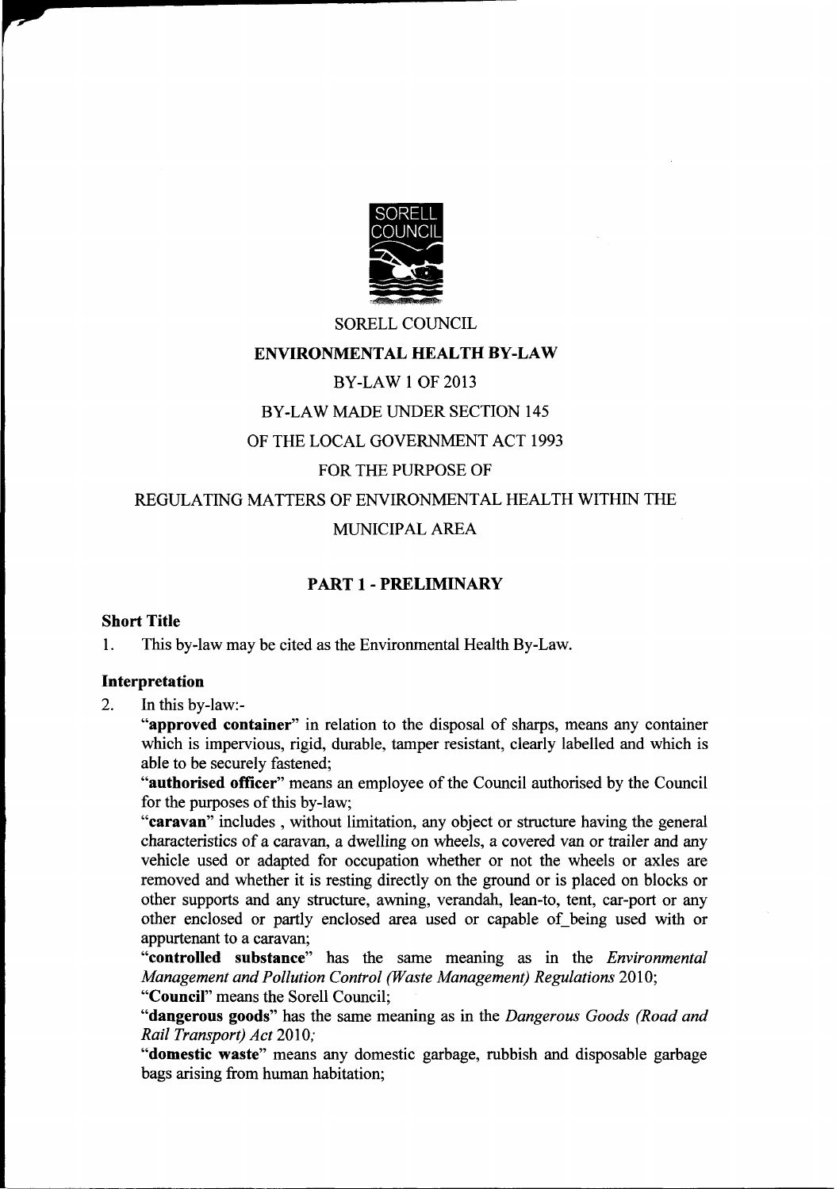SORELL COUNCIL

# ENVIRONMENTAL HEALTH BY-LAW

BY-LAW 1 OF 2013

BY-LAW MADE UNDER SECTION 145

OF THE LOCAL GOVERNMENT ACT 1993

FOR THE PURPOSE OF

REGULATING MATTERS OF ENVIRONMENTAL HEALTH WITHIN THE

MUNICIPAL AREA

## PART 1 - PRELIMINARY

### Short Title

1. This by-law may be cited as the Environmental Health By-Law.

### Interpretation

2. In this by-law:-

"**approved container**" in relation to the disposal of sharps, means any container which is impervious, rigid, durable, tamper resistant, clearly labelled and which is able to be securely fastened;

"**authorised officer**" means an employee of the Council authorised by the Council for the purposes of this by-law;

"**caravan**" includes , without limitation, any object or structure having the general characteristics of a caravan, a dwelling on wheels, a covered van or trailer and any vehicle used or adapted for occupation whether or not the wheels or axles are removed and whether it is resting directly on the ground or is placed on blocks or other supports and any structure, awning, verandah, lean-to, tent, car-port or any other enclosed or partly enclosed area used or capable of_being used with or appurtenant to a caravan;

"**controlled substance**" has the same meaning as in the *Environmental Management and Pollution Control (Waste Management) Regulations* 2010;

"**Council**" means the Sorell Council;

"**dangerous goods**" has the same meaning as in the *Dangerous Goods (Road and Rail Transport) Act* 2010;

"**domestic waste**" means any domestic garbage, rubbish and disposable garbage bags arising from human habitation;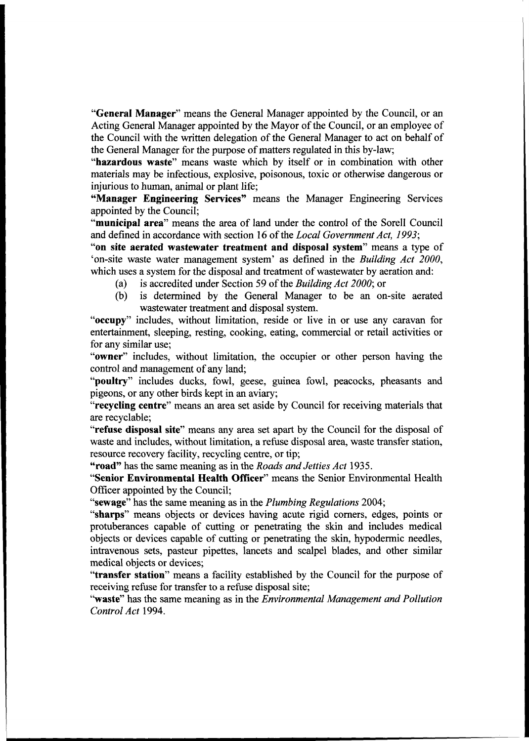"**General Manager**" means the General Manager appointed by the Council, or an Acting General Manager appointed by the Mayor of the Council, or an employee of the Council with the written delegation of the General Manager to act on behalf of the General Manager for the purpose of matters regulated in this by-law;

"**hazardous waste**" means waste which by itself or in combination with other materials may be infectious, explosive, poisonous, toxic or otherwise dangerous or injurious to human, animal or plant life;

"**Manager Engineering Services**" means the Manager Engineering Services appointed by the Council;

"**municipal area**" means the area of land under the control of the Sorell Council and defined in accordance with section 16 of the *Local Government Act, 1993*;

"**on site aerated wastewater treatment and disposal system**" means a type of 'on-site waste water management system' as defined in the *Building Act 2000*, which uses a system for the disposal and treatment of wastewater by aeration and:

(a) is accredited under Section 59 of the *Building Act 2000*; or

(b) is determined by the General Manager to be an on-site aerated wastewater treatment and disposal system.

"**occupy**" includes, without limitation, reside or live in or use any caravan for entertainment, sleeping, resting, cooking, eating, commercial or retail activities or for any similar use;

"**owner**" includes, without limitation, the occupier or other person having the control and management of any land;

"**poultry**" includes ducks, fowl, geese, guinea fowl, peacocks, pheasants and pigeons, or any other birds kept in an aviary;

"**recycling centre**" means an area set aside by Council for receiving materials that are recyclable;

"**refuse disposal site**" means any area set apart by the Council for the disposal of waste and includes, without limitation, a refuse disposal area, waste transfer station, resource recovery facility, recycling centre, or tip;

"**road**" has the same meaning as in the *Roads and Jetties Act* 1935.

"**Senior Environmental Health Officer**" means the Senior Environmental Health Officer appointed by the Council;

"**sewage**" has the same meaning as in the *Plumbing Regulations* 2004;

"**sharps**" means objects or devices having acute rigid corners, edges, points or protuberances capable of cutting or penetrating the skin and includes medical objects or devices capable of cutting or penetrating the skin, hypodermic needles, intravenous sets, pasteur pipettes, lancets and scalpel blades, and other similar medical objects or devices;

"**transfer station**" means a facility established by the Council for the purpose of receiving refuse for transfer to a refuse disposal site;

"**waste**" has the same meaning as in the *Environmental Management and Pollution Control Act* 1994.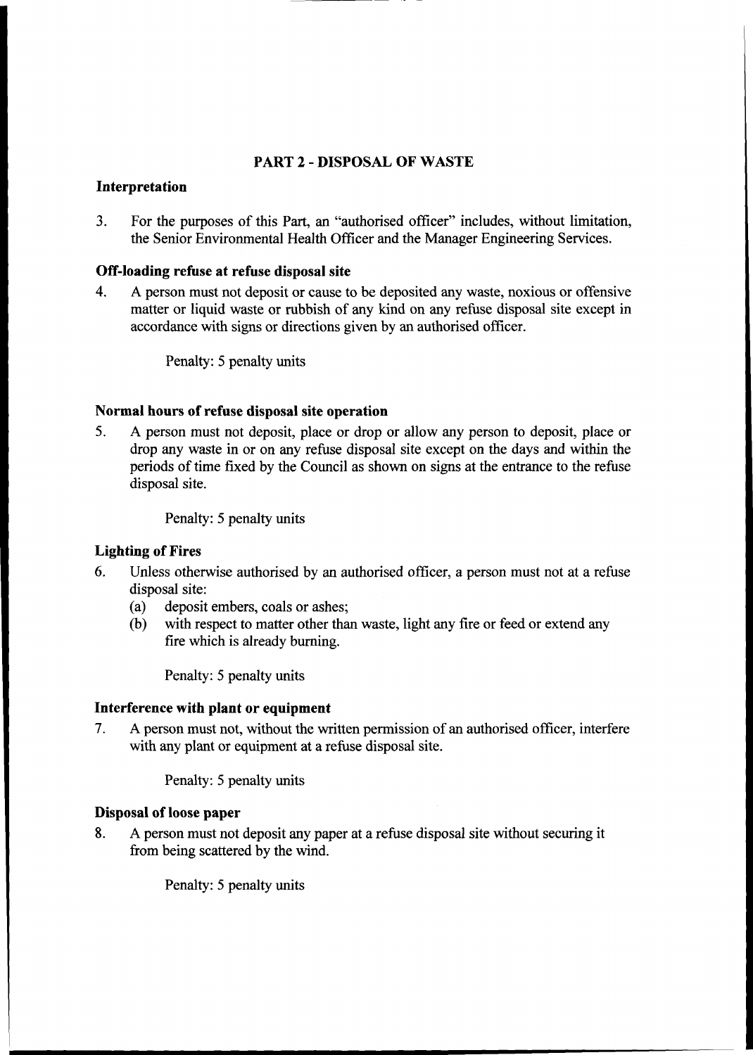## PART 2 - DISPOSAL OF WASTE

### Interpretation

3. For the purposes of this Part, an "authorised officer" includes, without limitation, the Senior Environmental Health Officer and the Manager Engineering Services.

### Off-loading refuse at refuse disposal site

4. A person must not deposit or cause to be deposited any waste, noxious or offensive matter or liquid waste or rubbish of any kind on any refuse disposal site except in accordance with signs or directions given by an authorised officer.

   Penalty: 5 penalty units

### Normal hours of refuse disposal site operation

5. A person must not deposit, place or drop or allow any person to deposit, place or drop any waste in or on any refuse disposal site except on the days and within the periods of time fixed by the Council as shown on signs at the entrance to the refuse disposal site.

   Penalty: 5 penalty units

### Lighting of Fires

6. Unless otherwise authorised by an authorised officer, a person must not at a refuse disposal site:
   (a) deposit embers, coals or ashes;
   (b) with respect to matter other than waste, light any fire or feed or extend any fire which is already burning.

   Penalty: 5 penalty units

### Interference with plant or equipment

7. A person must not, without the written permission of an authorised officer, interfere with any plant or equipment at a refuse disposal site.

   Penalty: 5 penalty units

### Disposal of loose paper

8. A person must not deposit any paper at a refuse disposal site without securing it from being scattered by the wind.

   Penalty: 5 penalty units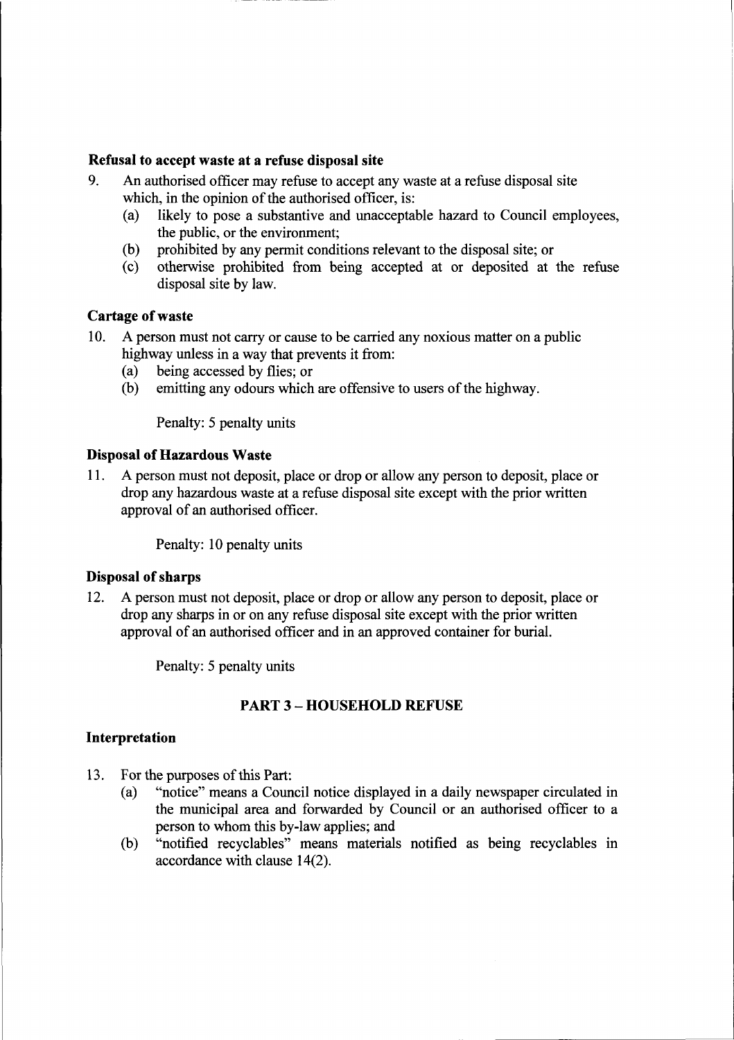**Refusal to accept waste at a refuse disposal site**

9. An authorised officer may refuse to accept any waste at a refuse disposal site which, in the opinion of the authorised officer, is:
   (a) likely to pose a substantive and unacceptable hazard to Council employees, the public, or the environment;
   (b) prohibited by any permit conditions relevant to the disposal site; or
   (c) otherwise prohibited from being accepted at or deposited at the refuse disposal site by law.

**Cartage of waste**

10. A person must not carry or cause to be carried any noxious matter on a public highway unless in a way that prevents it from:
   (a) being accessed by flies; or
   (b) emitting any odours which are offensive to users of the highway.

   Penalty: 5 penalty units

**Disposal of Hazardous Waste**

11. A person must not deposit, place or drop or allow any person to deposit, place or drop any hazardous waste at a refuse disposal site except with the prior written approval of an authorised officer.

   Penalty: 10 penalty units

**Disposal of sharps**

12. A person must not deposit, place or drop or allow any person to deposit, place or drop any sharps in or on any refuse disposal site except with the prior written approval of an authorised officer and in an approved container for burial.

   Penalty: 5 penalty units

## PART 3 – HOUSEHOLD REFUSE

**Interpretation**

13. For the purposes of this Part:
   (a) "notice" means a Council notice displayed in a daily newspaper circulated in the municipal area and forwarded by Council or an authorised officer to a person to whom this by-law applies; and
   (b) "notified recyclables" means materials notified as being recyclables in accordance with clause 14(2).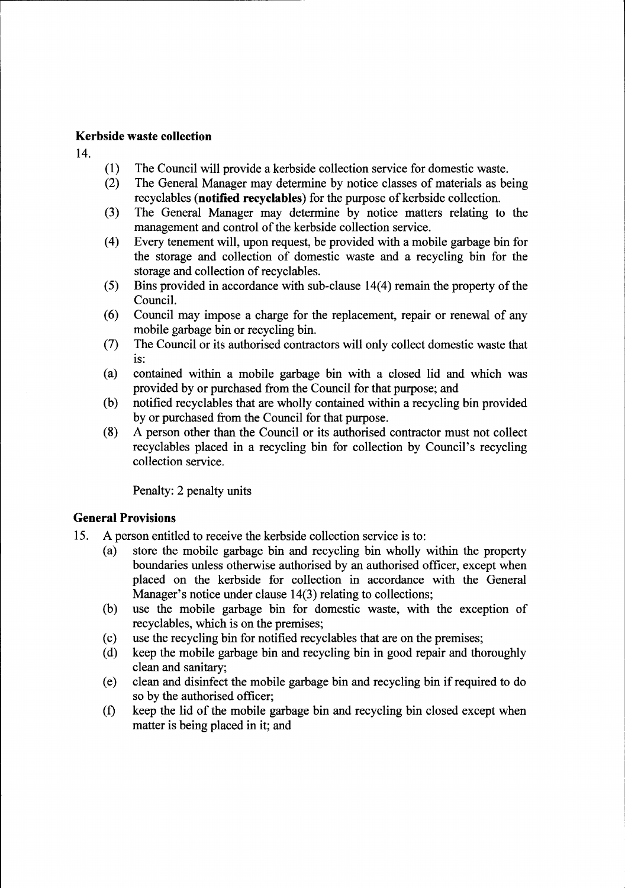**Kerbside waste collection**

14.

(1) The Council will provide a kerbside collection service for domestic waste.

(2) The General Manager may determine by notice classes of materials as being recyclables (**notified recyclables**) for the purpose of kerbside collection.

(3) The General Manager may determine by notice matters relating to the management and control of the kerbside collection service.

(4) Every tenement will, upon request, be provided with a mobile garbage bin for the storage and collection of domestic waste and a recycling bin for the storage and collection of recyclables.

(5) Bins provided in accordance with sub-clause 14(4) remain the property of the Council.

(6) Council may impose a charge for the replacement, repair or renewal of any mobile garbage bin or recycling bin.

(7) The Council or its authorised contractors will only collect domestic waste that is:

(a) contained within a mobile garbage bin with a closed lid and which was provided by or purchased from the Council for that purpose; and

(b) notified recyclables that are wholly contained within a recycling bin provided by or purchased from the Council for that purpose.

(8) A person other than the Council or its authorised contractor must not collect recyclables placed in a recycling bin for collection by Council's recycling collection service.

Penalty: 2 penalty units

**General Provisions**

15. A person entitled to receive the kerbside collection service is to:

(a) store the mobile garbage bin and recycling bin wholly within the property boundaries unless otherwise authorised by an authorised officer, except when placed on the kerbside for collection in accordance with the General Manager's notice under clause 14(3) relating to collections;

(b) use the mobile garbage bin for domestic waste, with the exception of recyclables, which is on the premises;

(c) use the recycling bin for notified recyclables that are on the premises;

(d) keep the mobile garbage bin and recycling bin in good repair and thoroughly clean and sanitary;

(e) clean and disinfect the mobile garbage bin and recycling bin if required to do so by the authorised officer;

(f) keep the lid of the mobile garbage bin and recycling bin closed except when matter is being placed in it; and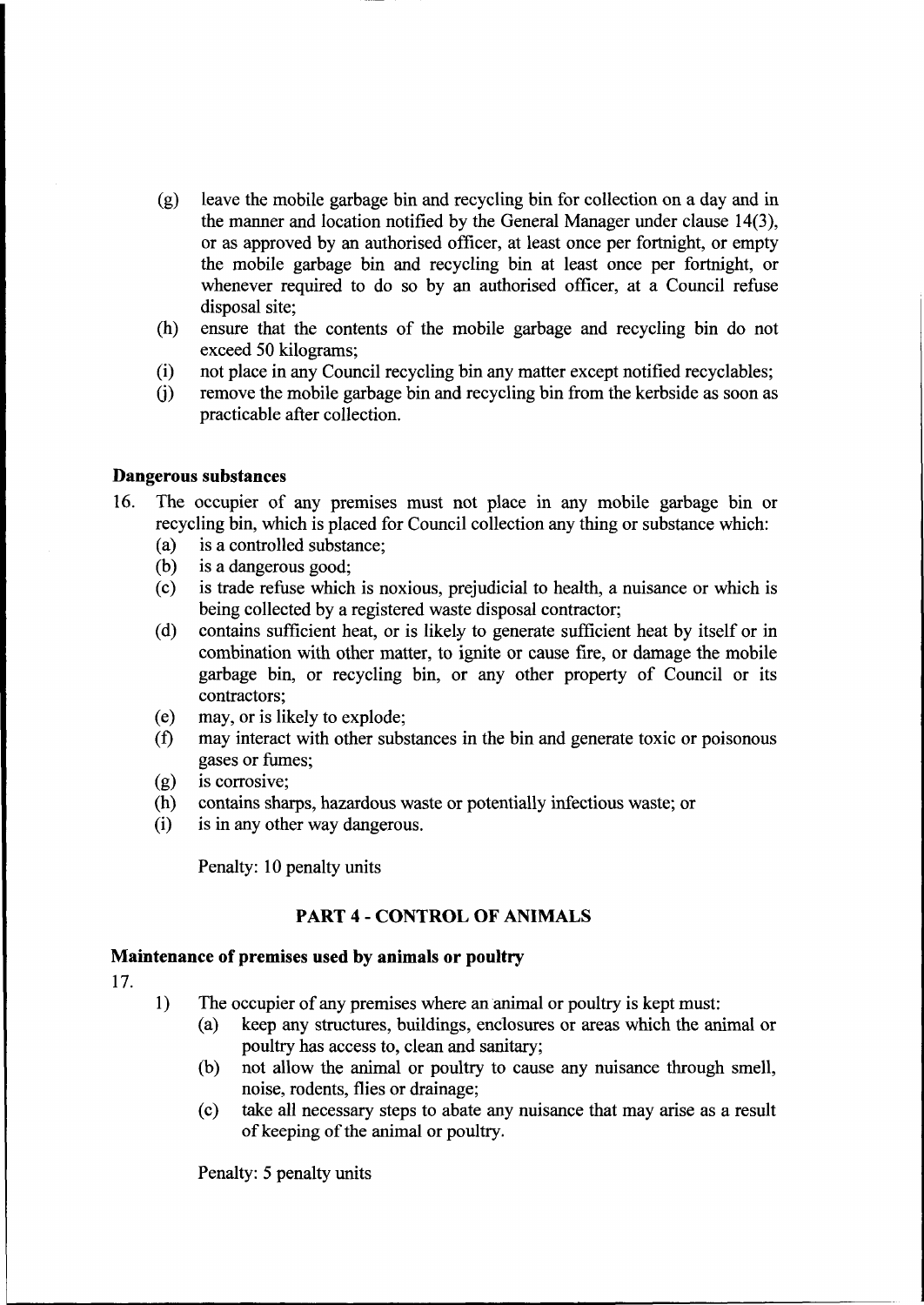(g) leave the mobile garbage bin and recycling bin for collection on a day and in the manner and location notified by the General Manager under clause 14(3), or as approved by an authorised officer, at least once per fortnight, or empty the mobile garbage bin and recycling bin at least once per fortnight, or whenever required to do so by an authorised officer, at a Council refuse disposal site;

(h) ensure that the contents of the mobile garbage and recycling bin do not exceed 50 kilograms;

(i) not place in any Council recycling bin any matter except notified recyclables;

(j) remove the mobile garbage bin and recycling bin from the kerbside as soon as practicable after collection.

**Dangerous substances**

16. The occupier of any premises must not place in any mobile garbage bin or recycling bin, which is placed for Council collection any thing or substance which:
    (a) is a controlled substance;
    (b) is a dangerous good;
    (c) is trade refuse which is noxious, prejudicial to health, a nuisance or which is being collected by a registered waste disposal contractor;
    (d) contains sufficient heat, or is likely to generate sufficient heat by itself or in combination with other matter, to ignite or cause fire, or damage the mobile garbage bin, or recycling bin, or any other property of Council or its contractors;
    (e) may, or is likely to explode;
    (f) may interact with other substances in the bin and generate toxic or poisonous gases or fumes;
    (g) is corrosive;
    (h) contains sharps, hazardous waste or potentially infectious waste; or
    (i) is in any other way dangerous.

    Penalty: 10 penalty units

## PART 4 - CONTROL OF ANIMALS

**Maintenance of premises used by animals or poultry**

17.
1) The occupier of any premises where an animal or poultry is kept must:
    (a) keep any structures, buildings, enclosures or areas which the animal or poultry has access to, clean and sanitary;
    (b) not allow the animal or poultry to cause any nuisance through smell, noise, rodents, flies or drainage;
    (c) take all necessary steps to abate any nuisance that may arise as a result of keeping of the animal or poultry.

    Penalty: 5 penalty units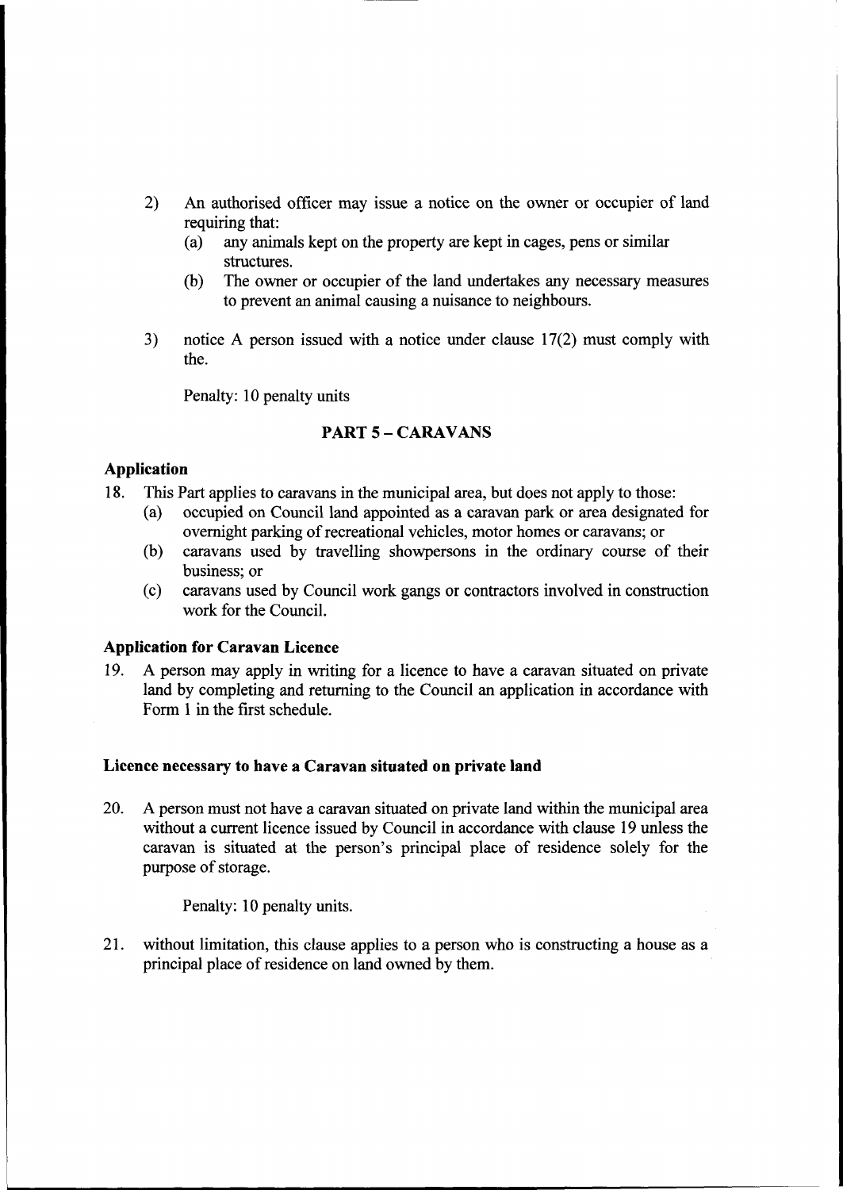2) An authorised officer may issue a notice on the owner or occupier of land requiring that:
   (a) any animals kept on the property are kept in cages, pens or similar structures.
   (b) The owner or occupier of the land undertakes any necessary measures to prevent an animal causing a nuisance to neighbours.

3) notice A person issued with a notice under clause 17(2) must comply with the.

   Penalty: 10 penalty units

## PART 5 – CARAVANS

### Application

18. This Part applies to caravans in the municipal area, but does not apply to those:
    (a) occupied on Council land appointed as a caravan park or area designated for overnight parking of recreational vehicles, motor homes or caravans; or
    (b) caravans used by travelling showpersons in the ordinary course of their business; or
    (c) caravans used by Council work gangs or contractors involved in construction work for the Council.

### Application for Caravan Licence

19. A person may apply in writing for a licence to have a caravan situated on private land by completing and returning to the Council an application in accordance with Form 1 in the first schedule.

### Licence necessary to have a Caravan situated on private land

20. A person must not have a caravan situated on private land within the municipal area without a current licence issued by Council in accordance with clause 19 unless the caravan is situated at the person's principal place of residence solely for the purpose of storage.

    Penalty: 10 penalty units.

21. without limitation, this clause applies to a person who is constructing a house as a principal place of residence on land owned by them.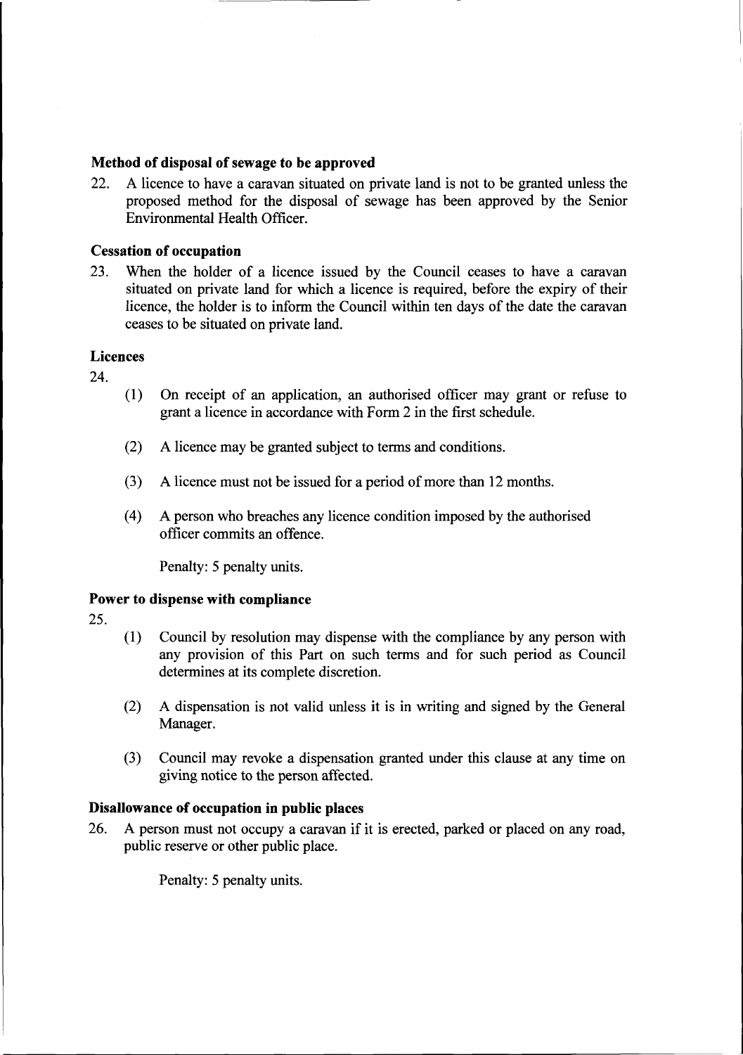**Method of disposal of sewage to be approved**

22. A licence to have a caravan situated on private land is not to be granted unless the proposed method for the disposal of sewage has been approved by the Senior Environmental Health Officer.

**Cessation of occupation**

23. When the holder of a licence issued by the Council ceases to have a caravan situated on private land for which a licence is required, before the expiry of their licence, the holder is to inform the Council within ten days of the date the caravan ceases to be situated on private land.

**Licences**

24.

(1) On receipt of an application, an authorised officer may grant or refuse to grant a licence in accordance with Form 2 in the first schedule.

(2) A licence may be granted subject to terms and conditions.

(3) A licence must not be issued for a period of more than 12 months.

(4) A person who breaches any licence condition imposed by the authorised officer commits an offence.

Penalty: 5 penalty units.

**Power to dispense with compliance**

25.

(1) Council by resolution may dispense with the compliance by any person with any provision of this Part on such terms and for such period as Council determines at its complete discretion.

(2) A dispensation is not valid unless it is in writing and signed by the General Manager.

(3) Council may revoke a dispensation granted under this clause at any time on giving notice to the person affected.

**Disallowance of occupation in public places**

26. A person must not occupy a caravan if it is erected, parked or placed on any road, public reserve or other public place.

Penalty: 5 penalty units.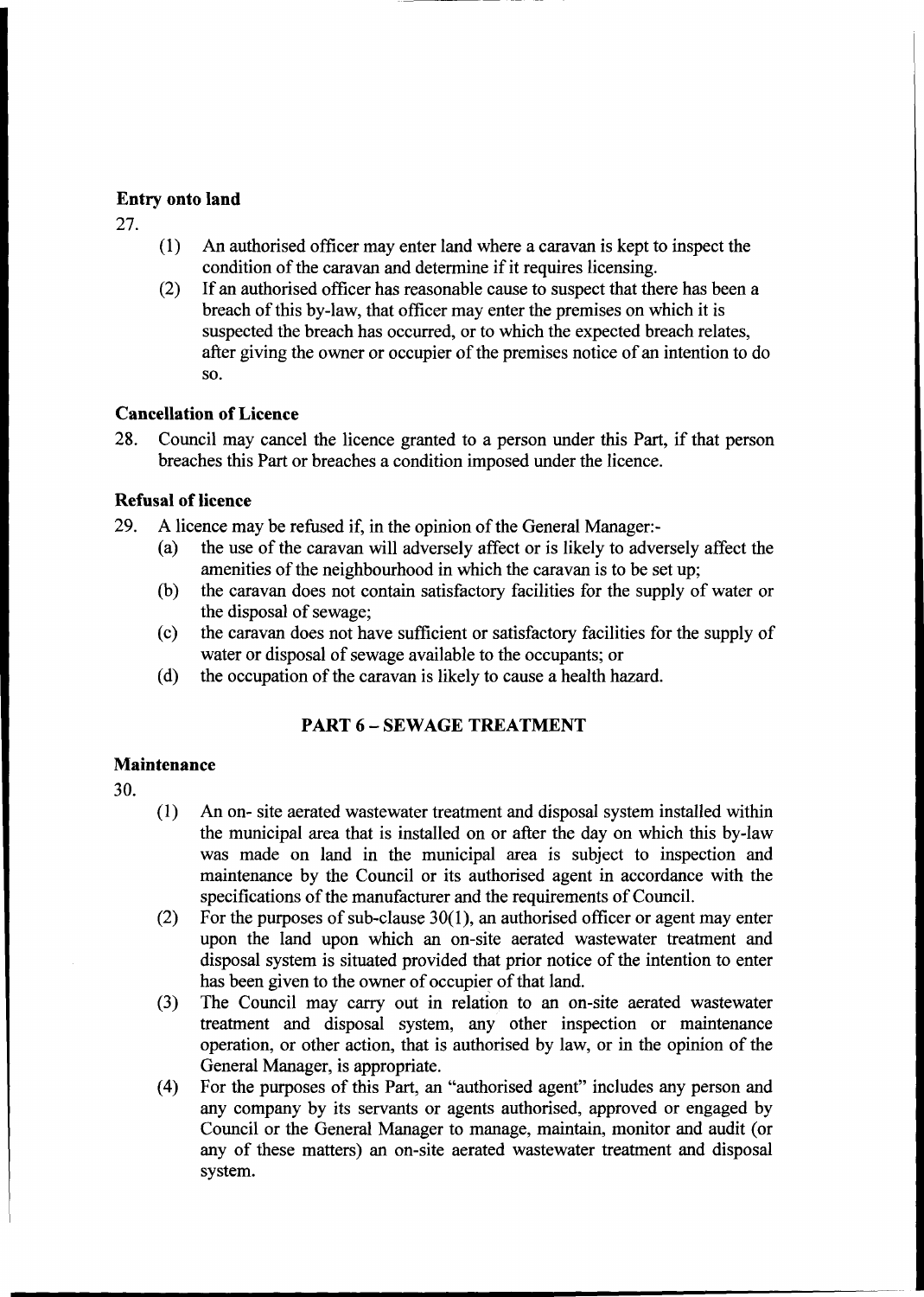### Entry onto land

27.

(1) An authorised officer may enter land where a caravan is kept to inspect the condition of the caravan and determine if it requires licensing.

(2) If an authorised officer has reasonable cause to suspect that there has been a breach of this by-law, that officer may enter the premises on which it is suspected the breach has occurred, or to which the expected breach relates, after giving the owner or occupier of the premises notice of an intention to do so.

### Cancellation of Licence

28. Council may cancel the licence granted to a person under this Part, if that person breaches this Part or breaches a condition imposed under the licence.

### Refusal of licence

29. A licence may be refused if, in the opinion of the General Manager:-

(a) the use of the caravan will adversely affect or is likely to adversely affect the amenities of the neighbourhood in which the caravan is to be set up;

(b) the caravan does not contain satisfactory facilities for the supply of water or the disposal of sewage;

(c) the caravan does not have sufficient or satisfactory facilities for the supply of water or disposal of sewage available to the occupants; or

(d) the occupation of the caravan is likely to cause a health hazard.

## PART 6 – SEWAGE TREATMENT

### Maintenance

30.

(1) An on- site aerated wastewater treatment and disposal system installed within the municipal area that is installed on or after the day on which this by-law was made on land in the municipal area is subject to inspection and maintenance by the Council or its authorised agent in accordance with the specifications of the manufacturer and the requirements of Council.

(2) For the purposes of sub-clause 30(1), an authorised officer or agent may enter upon the land upon which an on-site aerated wastewater treatment and disposal system is situated provided that prior notice of the intention to enter has been given to the owner of occupier of that land.

(3) The Council may carry out in relation to an on-site aerated wastewater treatment and disposal system, any other inspection or maintenance operation, or other action, that is authorised by law, or in the opinion of the General Manager, is appropriate.

(4) For the purposes of this Part, an "authorised agent" includes any person and any company by its servants or agents authorised, approved or engaged by Council or the General Manager to manage, maintain, monitor and audit (or any of these matters) an on-site aerated wastewater treatment and disposal system.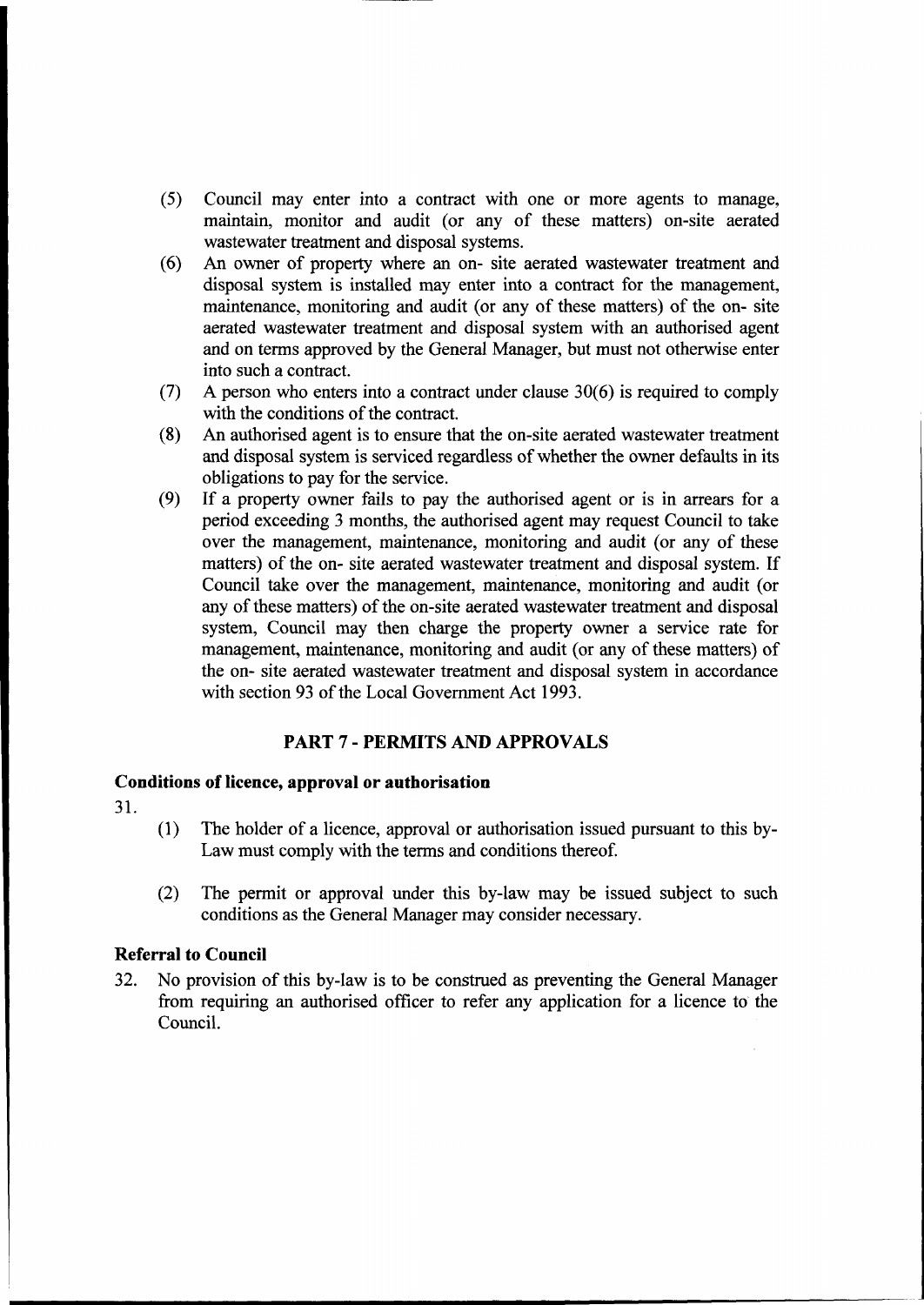(5) Council may enter into a contract with one or more agents to manage, maintain, monitor and audit (or any of these matters) on-site aerated wastewater treatment and disposal systems.

(6) An owner of property where an on- site aerated wastewater treatment and disposal system is installed may enter into a contract for the management, maintenance, monitoring and audit (or any of these matters) of the on- site aerated wastewater treatment and disposal system with an authorised agent and on terms approved by the General Manager, but must not otherwise enter into such a contract.

(7) A person who enters into a contract under clause 30(6) is required to comply with the conditions of the contract.

(8) An authorised agent is to ensure that the on-site aerated wastewater treatment and disposal system is serviced regardless of whether the owner defaults in its obligations to pay for the service.

(9) If a property owner fails to pay the authorised agent or is in arrears for a period exceeding 3 months, the authorised agent may request Council to take over the management, maintenance, monitoring and audit (or any of these matters) of the on- site aerated wastewater treatment and disposal system. If Council take over the management, maintenance, monitoring and audit (or any of these matters) of the on-site aerated wastewater treatment and disposal system, Council may then charge the property owner a service rate for management, maintenance, monitoring and audit (or any of these matters) of the on- site aerated wastewater treatment and disposal system in accordance with section 93 of the Local Government Act 1993.

## PART 7 - PERMITS AND APPROVALS

### Conditions of licence, approval or authorisation

31.

(1) The holder of a licence, approval or authorisation issued pursuant to this by-Law must comply with the terms and conditions thereof.

(2) The permit or approval under this by-law may be issued subject to such conditions as the General Manager may consider necessary.

### Referral to Council

32. No provision of this by-law is to be construed as preventing the General Manager from requiring an authorised officer to refer any application for a licence to the Council.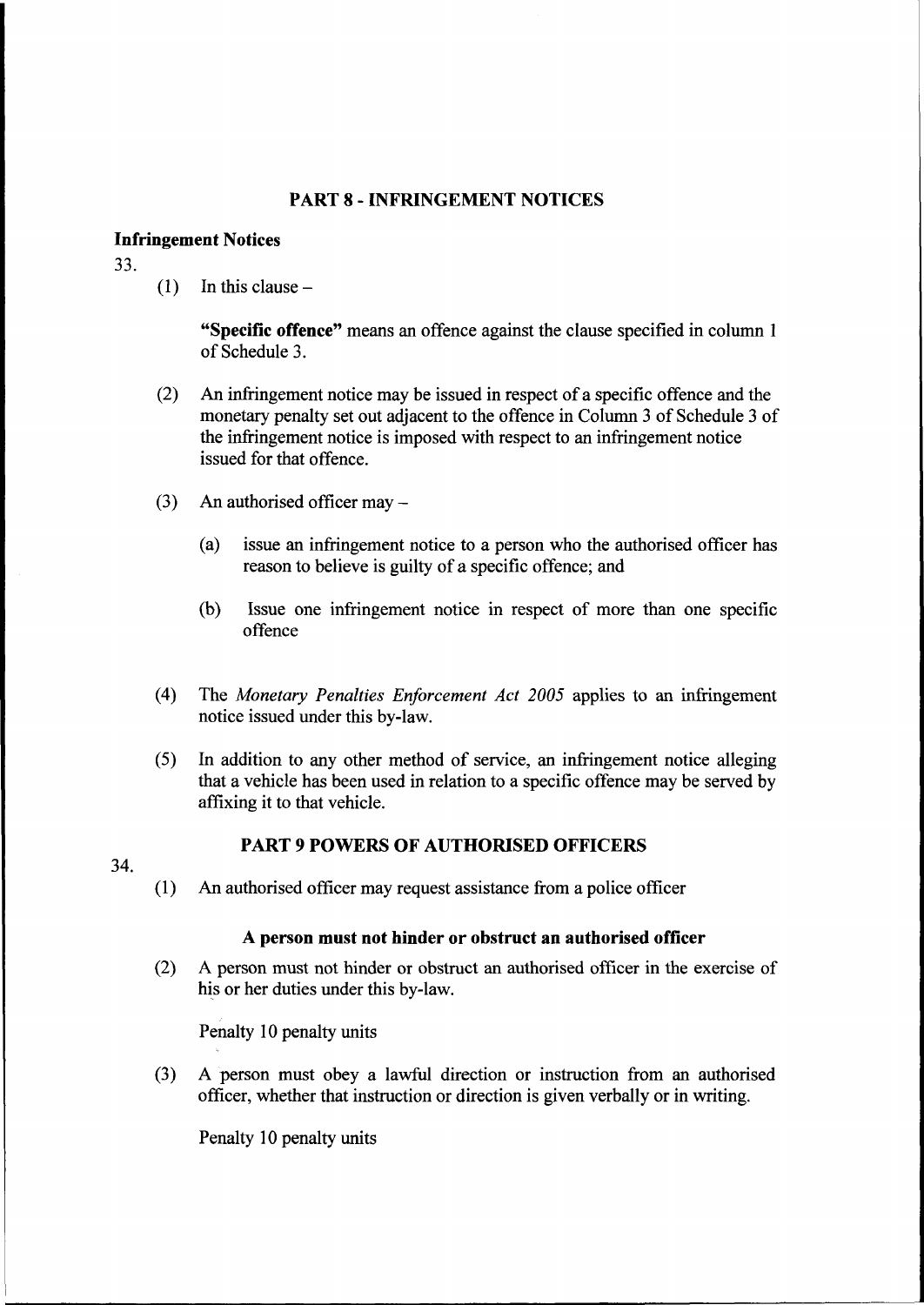## PART 8 - INFRINGEMENT NOTICES

**Infringement Notices**

33.

(1) In this clause –

**"Specific offence"** means an offence against the clause specified in column 1 of Schedule 3.

(2) An infringement notice may be issued in respect of a specific offence and the monetary penalty set out adjacent to the offence in Column 3 of Schedule 3 of the infringement notice is imposed with respect to an infringement notice issued for that offence.

(3) An authorised officer may –

(a) issue an infringement notice to a person who the authorised officer has reason to believe is guilty of a specific offence; and

(b) Issue one infringement notice in respect of more than one specific offence

(4) The *Monetary Penalties Enforcement Act 2005* applies to an infringement notice issued under this by-law.

(5) In addition to any other method of service, an infringement notice alleging that a vehicle has been used in relation to a specific offence may be served by affixing it to that vehicle.

## PART 9 POWERS OF AUTHORISED OFFICERS

34.

(1) An authorised officer may request assistance from a police officer

**A person must not hinder or obstruct an authorised officer**

(2) A person must not hinder or obstruct an authorised officer in the exercise of his or her duties under this by-law.

Penalty 10 penalty units

(3) A person must obey a lawful direction or instruction from an authorised officer, whether that instruction or direction is given verbally or in writing.

Penalty 10 penalty units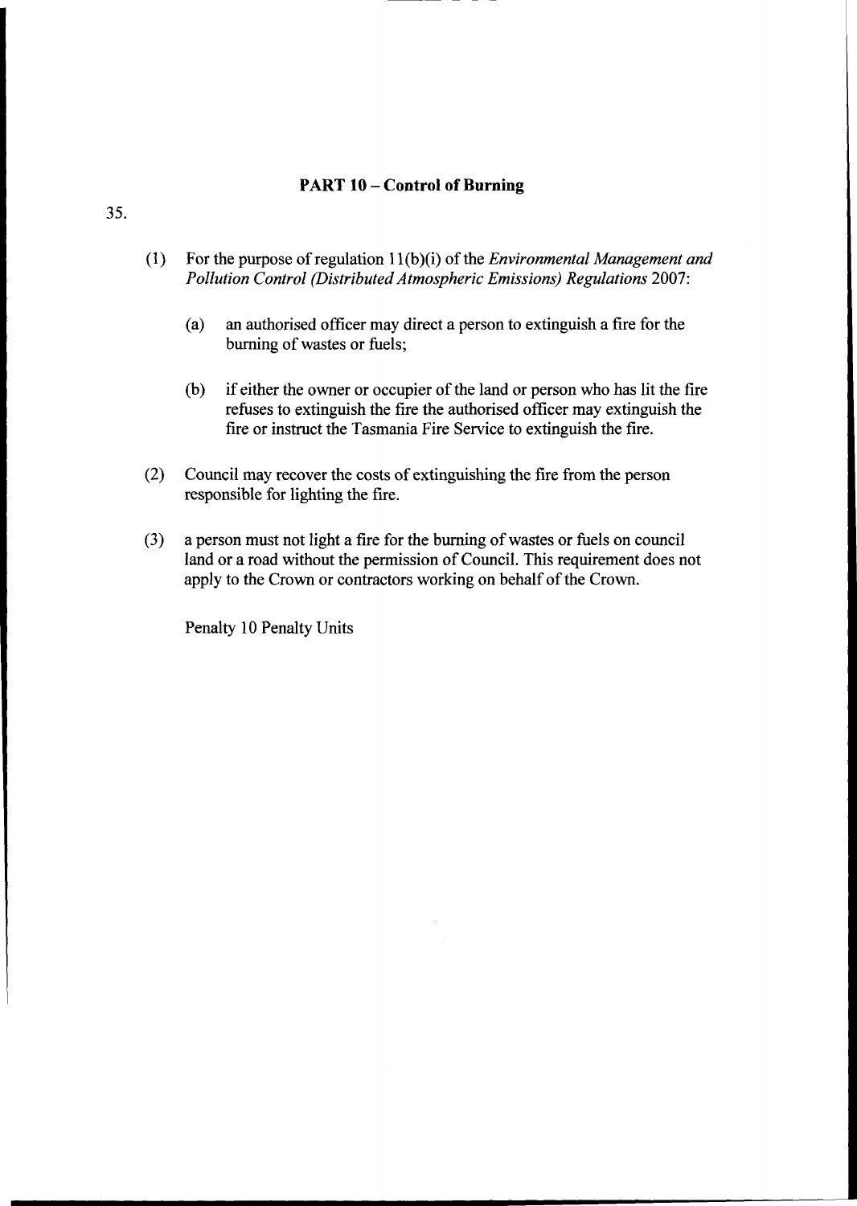## PART 10 – Control of Burning

35.

(1) For the purpose of regulation 11(b)(i) of the *Environmental Management and Pollution Control (Distributed Atmospheric Emissions) Regulations* 2007:

(a) an authorised officer may direct a person to extinguish a fire for the burning of wastes or fuels;

(b) if either the owner or occupier of the land or person who has lit the fire refuses to extinguish the fire the authorised officer may extinguish the fire or instruct the Tasmania Fire Service to extinguish the fire.

(2) Council may recover the costs of extinguishing the fire from the person responsible for lighting the fire.

(3) a person must not light a fire for the burning of wastes or fuels on council land or a road without the permission of Council. This requirement does not apply to the Crown or contractors working on behalf of the Crown.

Penalty 10 Penalty Units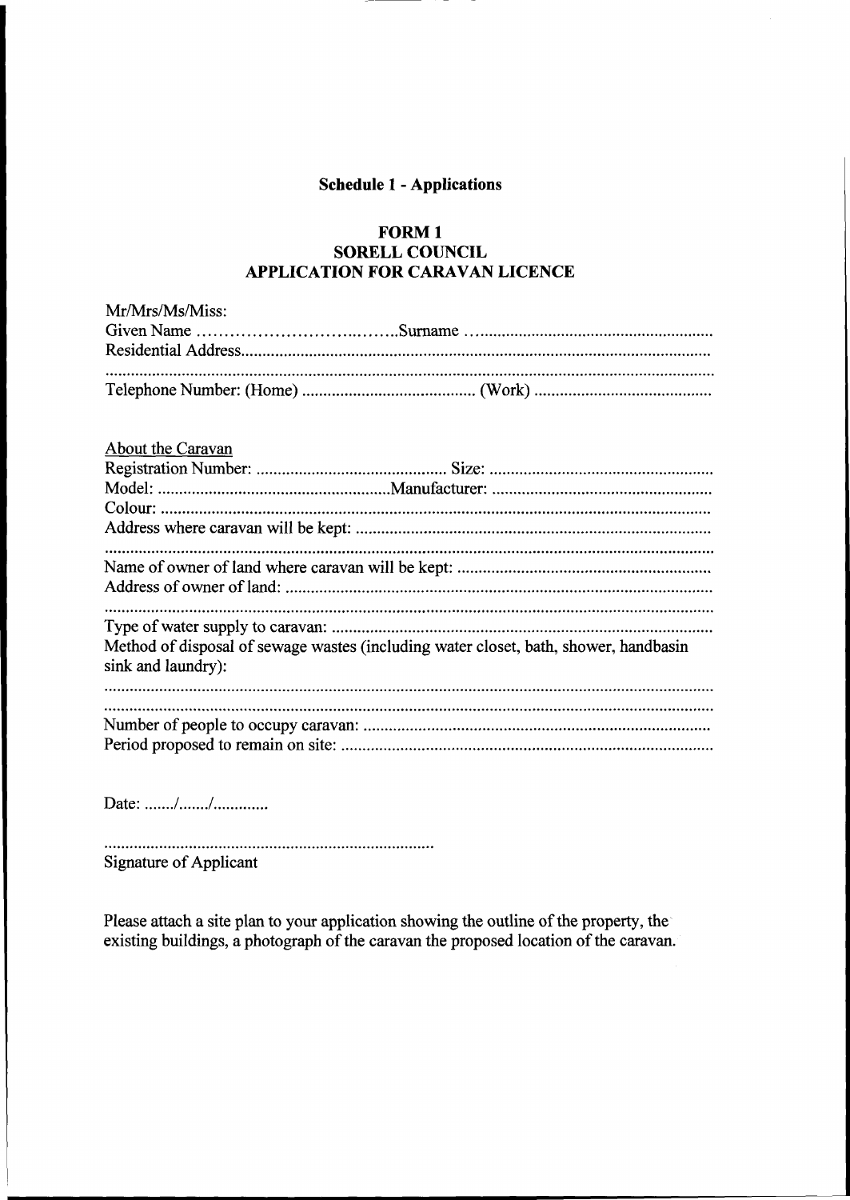## Schedule 1 - Applications

### FORM 1
### SORELL COUNCIL
### APPLICATION FOR CARAVAN LICENCE

Mr/Mrs/Ms/Miss:

Given Name ………………………..……..Surname ………………………………………………

Residential Address…………………………………………………………………………………

……………………………………………………………………………………………………………

Telephone Number: (Home) …………………………………… (Work) ……………………………………

About the Caravan

Registration Number: ……………………………………… Size: ………………………………………………

Model: ………………………………………………Manufacturer: ……………………………………………

Colour: ……………………………………………………………………………………………………………

Address where caravan will be kept: ……………………………………………………………………………

……………………………………………………………………………………………………………………

Name of owner of land where caravan will be kept: ……………………………………………………

Address of owner of land: ……………………………………………………………………………………

……………………………………………………………………………………………………………………

Type of water supply to caravan: ………………………………………………………………………………

Method of disposal of sewage wastes (including water closet, bath, shower, handbasin sink and laundry):

……………………………………………………………………………………………………………………

……………………………………………………………………………………………………………………

Number of people to occupy caravan: ………………………………………………………………………

Period proposed to remain on site: ……………………………………………………………………………

Date: ……/……/…………

……………………………………………………………………

Signature of Applicant

Please attach a site plan to your application showing the outline of the property, the existing buildings, a photograph of the caravan the proposed location of the caravan.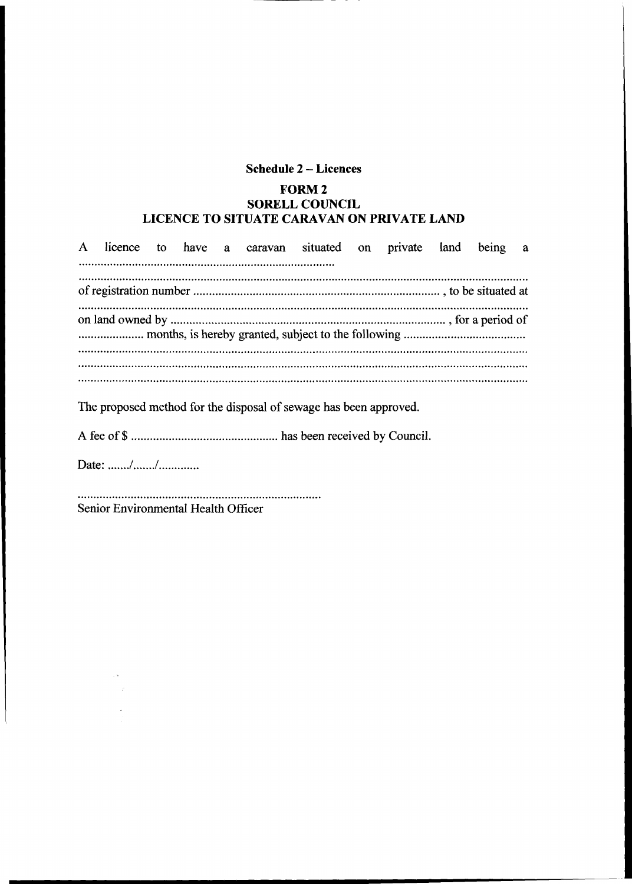**Schedule 2 – Licences**

**FORM 2**
**SORELL COUNCIL**
**LICENCE TO SITUATE CARAVAN ON PRIVATE LAND**

A licence to have a caravan situated on private land being a ..................................................................................

..........................................................................................................................................

of registration number ..............................................................................., to be situated at

..........................................................................................................................................

on land owned by ......................................................................................., for a period of

..................... months, is hereby granted, subject to the following .......................................

..........................................................................................................................................

..........................................................................................................................................

..........................................................................................................................................

The proposed method for the disposal of sewage has been approved.

A fee of $ ............................................... has been received by Council.

Date: ......./......./.............

..............................................................................

Senior Environmental Health Officer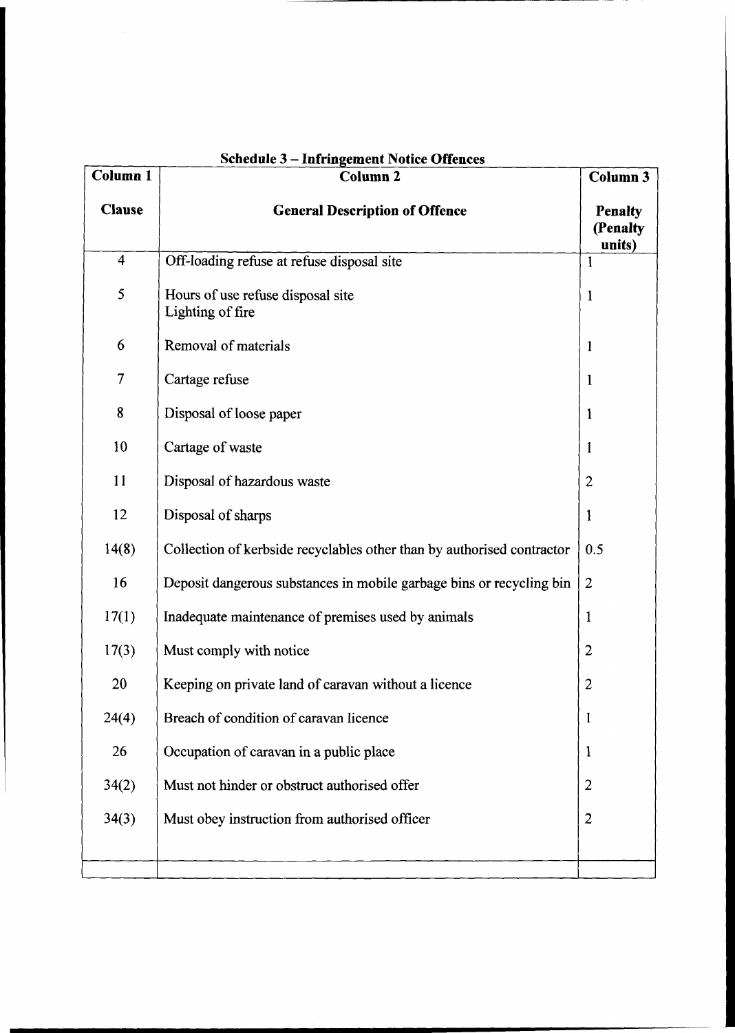## Schedule 3 – Infringement Notice Offences

| Column 1<br>Clause | Column 2<br>General Description of Offence | Column 3<br>Penalty (Penalty units) |
|---|---|---|
| 4 | Off-loading refuse at refuse disposal site | 1 |
| 5 | Hours of use refuse disposal site<br>Lighting of fire | 1 |
| 6 | Removal of materials | 1 |
| 7 | Cartage refuse | 1 |
| 8 | Disposal of loose paper | 1 |
| 10 | Cartage of waste | 1 |
| 11 | Disposal of hazardous waste | 2 |
| 12 | Disposal of sharps | 1 |
| 14(8) | Collection of kerbside recyclables other than by authorised contractor | 0.5 |
| 16 | Deposit dangerous substances in mobile garbage bins or recycling bin | 2 |
| 17(1) | Inadequate maintenance of premises used by animals | 1 |
| 17(3) | Must comply with notice | 2 |
| 20 | Keeping on private land of caravan without a licence | 2 |
| 24(4) | Breach of condition of caravan licence | 1 |
| 26 | Occupation of caravan in a public place | 1 |
| 34(2) | Must not hinder or obstruct authorised offer | 2 |
| 34(3) | Must obey instruction from authorised officer | 2 |
| | | |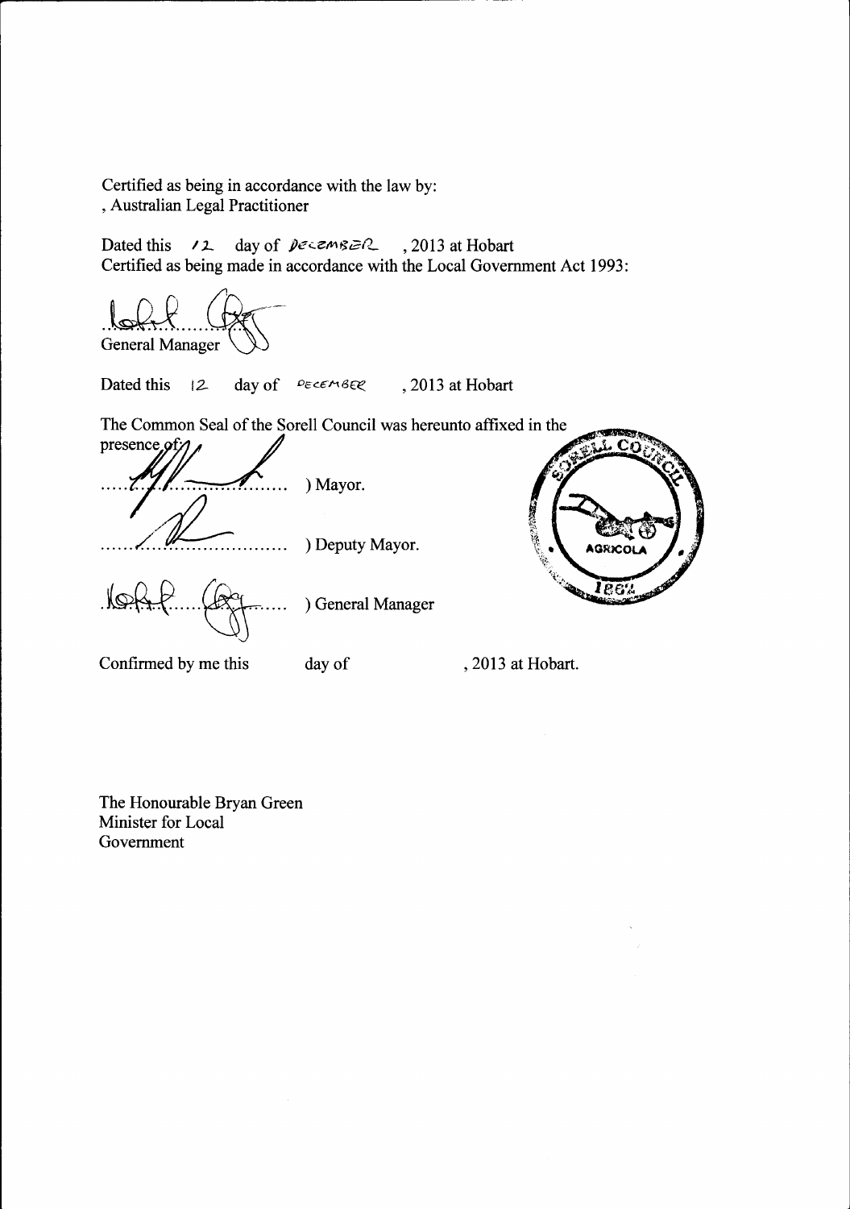Certified as being in accordance with the law by:
, Australian Legal Practitioner

Dated this 12 day of DECEMBER , 2013 at Hobart
Certified as being made in accordance with the Local Government Act 1993:

.............................
General Manager

Dated this 12 day of DECEMBER , 2013 at Hobart

The Common Seal of the Sorell Council was hereunto affixed in the presence of:

............................. ) Mayor.

............................. ) Deputy Mayor.

............................. ) General Manager

Confirmed by me this day of , 2013 at Hobart.

The Honourable Bryan Green
Minister for Local
Government